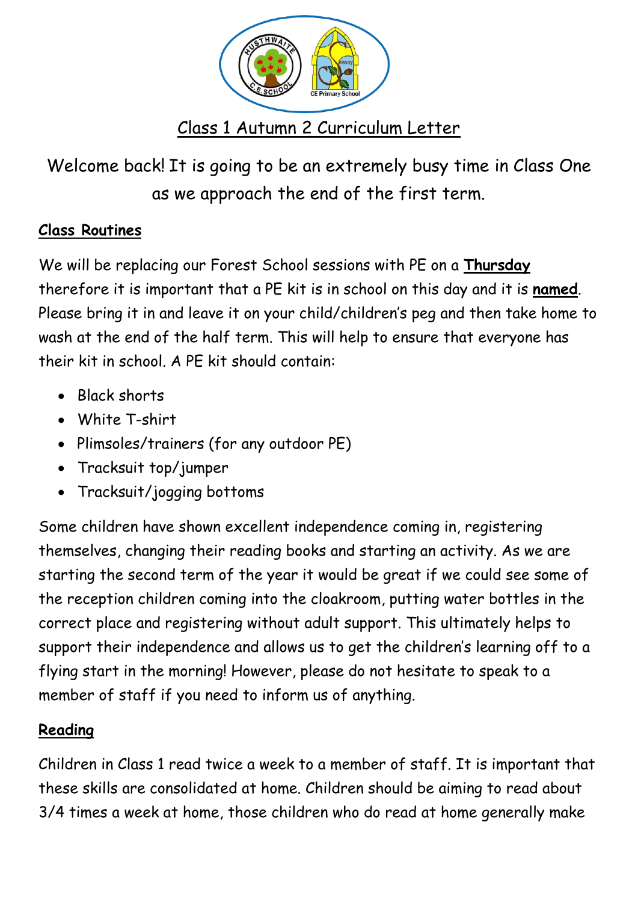# Class 1 Autumn 2 Curriculum Letter

Welcome back! It is going to be an extremely busy time in Class One as we approach the end of the first term.

**Class Routines**

We will be replacing our Forest School sessions with PE on a **Thursday** therefore it is important that a PE kit is in school on this day and it is **named**. Please bring it in and leave it on your child/children's peg and then take home to wash at the end of the half term. This will help to ensure that everyone has their kit in school. A PE kit should contain:

- Black shorts
- White T-shirt
- Plimsoles/trainers (for any outdoor PE)
- Tracksuit top/jumper
- Tracksuit/jogging bottoms

Some children have shown excellent independence coming in, registering themselves, changing their reading books and starting an activity. As we are starting the second term of the year it would be great if we could see some of the reception children coming into the cloakroom, putting water bottles in the correct place and registering without adult support. This ultimately helps to support their independence and allows us to get the children's learning off to a flying start in the morning! However, please do not hesitate to speak to a member of staff if you need to inform us of anything.

**Reading**

Children in Class 1 read twice a week to a member of staff. It is important that these skills are consolidated at home. Children should be aiming to read about 3/4 times a week at home, those children who do read at home generally make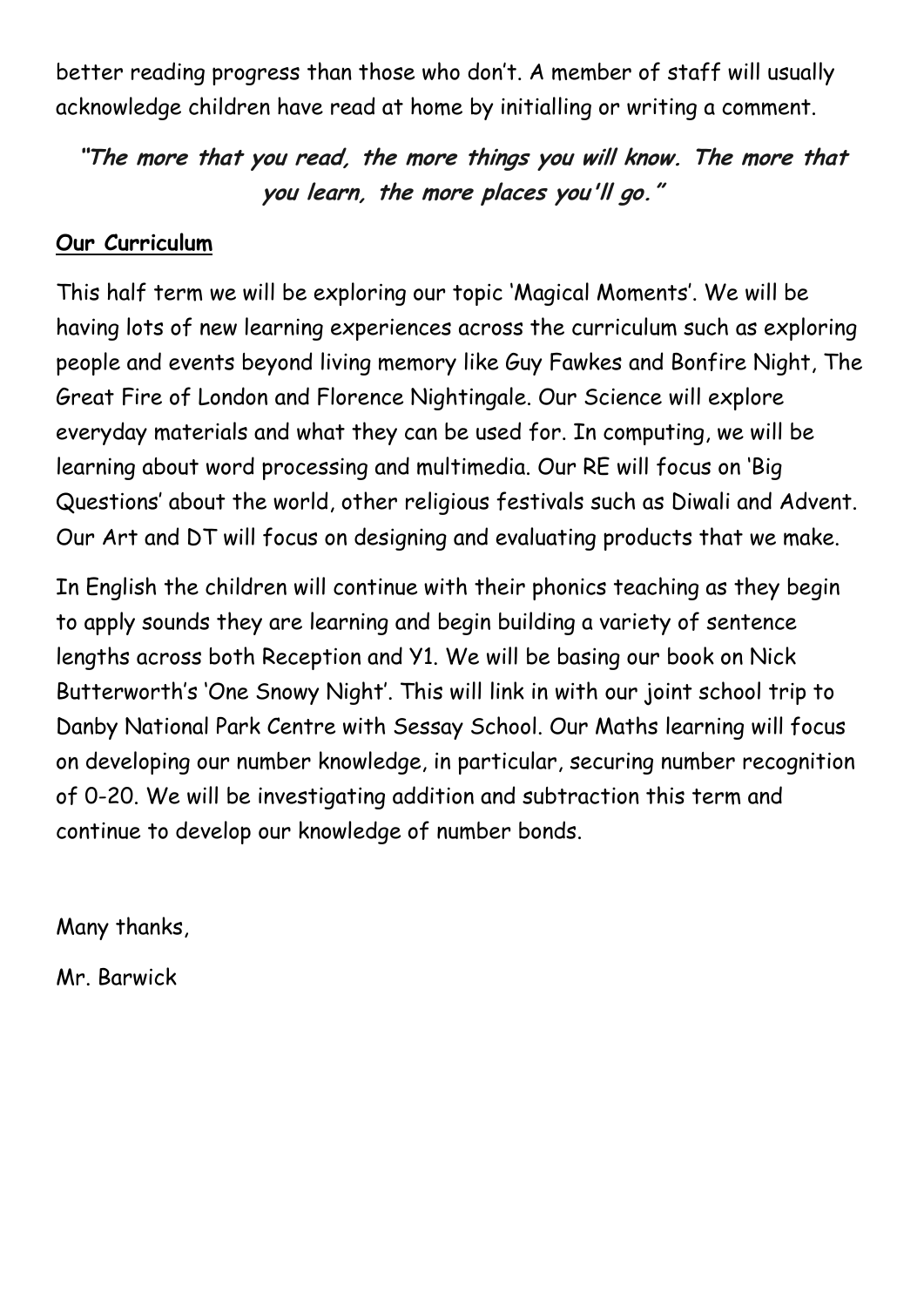better reading progress than those who don't. A member of staff will usually acknowledge children have read at home by initialling or writing a comment.

***"The more that you read, the more things you will know. The more that you learn, the more places you'll go."***

## Our Curriculum

This half term we will be exploring our topic 'Magical Moments'. We will be having lots of new learning experiences across the curriculum such as exploring people and events beyond living memory like Guy Fawkes and Bonfire Night, The Great Fire of London and Florence Nightingale. Our Science will explore everyday materials and what they can be used for. In computing, we will be learning about word processing and multimedia. Our RE will focus on 'Big Questions' about the world, other religious festivals such as Diwali and Advent. Our Art and DT will focus on designing and evaluating products that we make.

In English the children will continue with their phonics teaching as they begin to apply sounds they are learning and begin building a variety of sentence lengths across both Reception and Y1. We will be basing our book on Nick Butterworth's 'One Snowy Night'. This will link in with our joint school trip to Danby National Park Centre with Sessay School. Our Maths learning will focus on developing our number knowledge, in particular, securing number recognition of 0-20. We will be investigating addition and subtraction this term and continue to develop our knowledge of number bonds.

Many thanks,

Mr. Barwick